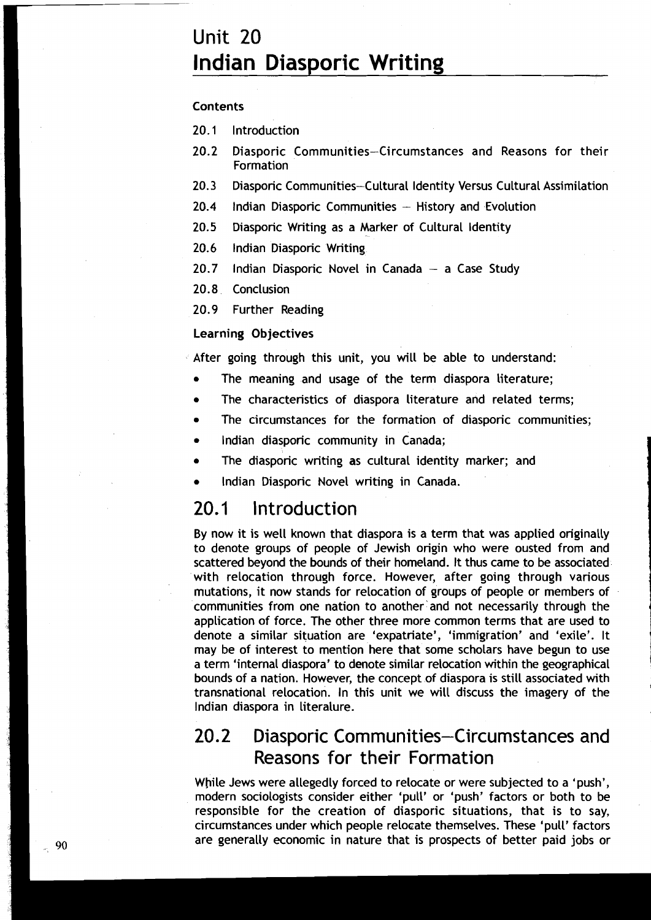# Unit 20
# Indian Diasporic Writing

**Contents**

20.1 Introduction

20.2 Diasporic Communities—Circumstances and Reasons for their Formation

20.3 Diasporic Communities—Cultural Identity Versus Cultural Assimilation

20.4 Indian Diasporic Communities – History and Evolution

20.5 Diasporic Writing as a Marker of Cultural Identity

20.6 Indian Diasporic Writing

20.7 Indian Diasporic Novel in Canada – a Case Study

20.8 Conclusion

20.9 Further Reading

**Learning Objectives**

After going through this unit, you will be able to understand:

- The meaning and usage of the term diaspora literature;
- The characteristics of diaspora literature and related terms;
- The circumstances for the formation of diasporic communities;
- Indian diasporic community in Canada;
- The diasporic writing as cultural identity marker; and
- Indian Diasporic Novel writing in Canada.

## 20.1 Introduction

By now it is well known that diaspora is a term that was applied originally to denote groups of people of Jewish origin who were ousted from and scattered beyond the bounds of their homeland. It thus came to be associated with relocation through force. However, after going through various mutations, it now stands for relocation of groups of people or members of communities from one nation to another and not necessarily through the application of force. The other three more common terms that are used to denote a similar situation are 'expatriate', 'immigration' and 'exile'. It may be of interest to mention here that some scholars have begun to use a term 'internal diaspora' to denote similar relocation within the geographical bounds of a nation. However, the concept of diaspora is still associated with transnational relocation. In this unit we will discuss the imagery of the Indian diaspora in literature.

## 20.2 Diasporic Communities—Circumstances and Reasons for their Formation

While Jews were allegedly forced to relocate or were subjected to a 'push', modern sociologists consider either 'pull' or 'push' factors or both to be responsible for the creation of diasporic situations, that is to say, circumstances under which people relocate themselves. These 'pull' factors are generally economic in nature that is prospects of better paid jobs or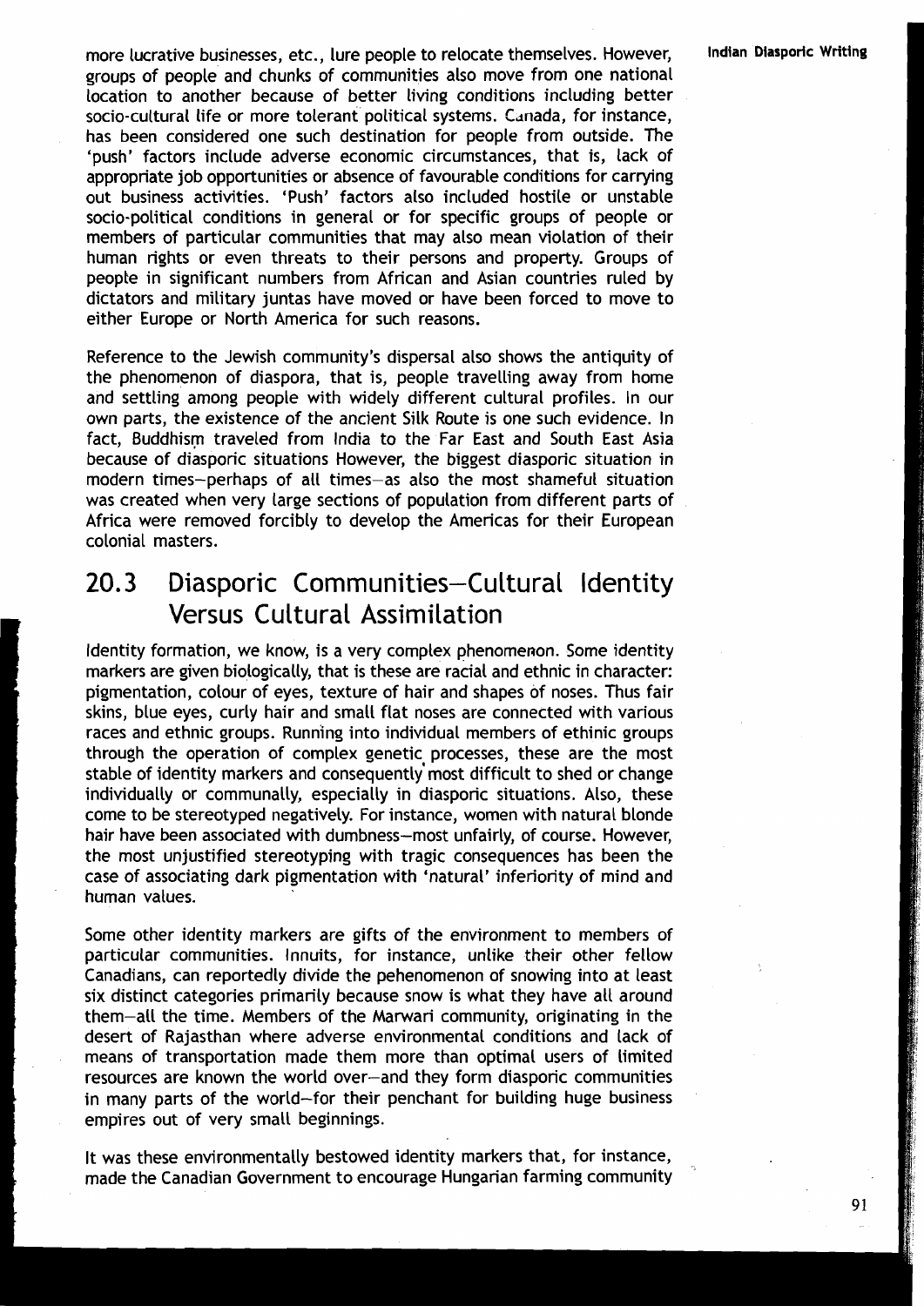more lucrative businesses, etc., lure people to relocate themselves. However, groups of people and chunks of communities also move from one national location to another because of better living conditions including better socio-cultural life or more tolerant political systems. Canada, for instance, has been considered one such destination for people from outside. The 'push' factors include adverse economic circumstances, that is, lack of appropriate job opportunities or absence of favourable conditions for carrying out business activities. 'Push' factors also included hostile or unstable socio-political conditions in general or for specific groups of people or members of particular communities that may also mean violation of their human rights or even threats to their persons and property. Groups of people in significant numbers from African and Asian countries ruled by dictators and military juntas have moved or have been forced to move to either Europe or North America for such reasons.

Reference to the Jewish community's dispersal also shows the antiquity of the phenomenon of diaspora, that is, people travelling away from home and settling among people with widely different cultural profiles. In our own parts, the existence of the ancient Silk Route is one such evidence. In fact, Buddhism traveled from India to the Far East and South East Asia because of diasporic situations However, the biggest diasporic situation in modern times—perhaps of all times—as also the most shameful situation was created when very large sections of population from different parts of Africa were removed forcibly to develop the Americas for their European colonial masters.

## 20.3 Diasporic Communities—Cultural Identity Versus Cultural Assimilation

Identity formation, we know, is a very complex phenomenon. Some identity markers are given biologically, that is these are racial and ethnic in character: pigmentation, colour of eyes, texture of hair and shapes of noses. Thus fair skins, blue eyes, curly hair and small flat noses are connected with various races and ethnic groups. Running into individual members of ethinic groups through the operation of complex genetic processes, these are the most stable of identity markers and consequently most difficult to shed or change individually or communally, especially in diasporic situations. Also, these come to be stereotyped negatively. For instance, women with natural blonde hair have been associated with dumbness—most unfairly, of course. However, the most unjustified stereotyping with tragic consequences has been the case of associating dark pigmentation with 'natural' inferiority of mind and human values.

Some other identity markers are gifts of the environment to members of particular communities. Innuits, for instance, unlike their other fellow Canadians, can reportedly divide the pehenomenon of snowing into at least six distinct categories primarily because snow is what they have all around them—all the time. Members of the Marwari community, originating in the desert of Rajasthan where adverse environmental conditions and lack of means of transportation made them more than optimal users of limited resources are known the world over—and they form diasporic communities in many parts of the world—for their penchant for building huge business empires out of very small beginnings.

It was these environmentally bestowed identity markers that, for instance, made the Canadian Government to encourage Hungarian farming community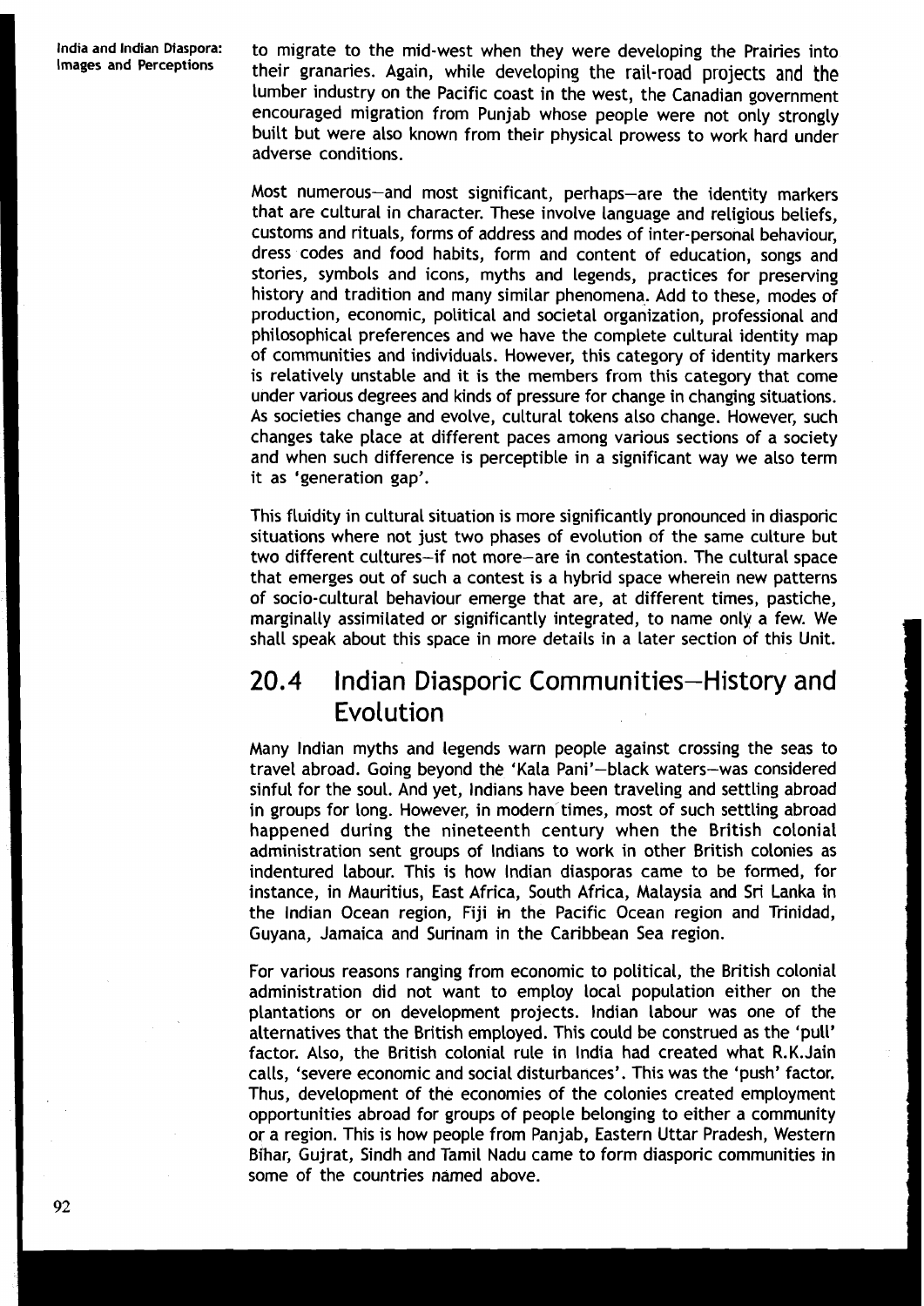to migrate to the mid-west when they were developing the Prairies into their granaries. Again, while developing the rail-road projects and the lumber industry on the Pacific coast in the west, the Canadian government encouraged migration from Punjab whose people were not only strongly built but were also known from their physical prowess to work hard under adverse conditions.

Most numerous—and most significant, perhaps—are the identity markers that are cultural in character. These involve language and religious beliefs, customs and rituals, forms of address and modes of inter-personal behaviour, dress codes and food habits, form and content of education, songs and stories, symbols and icons, myths and legends, practices for preserving history and tradition and many similar phenomena. Add to these, modes of production, economic, political and societal organization, professional and philosophical preferences and we have the complete cultural identity map of communities and individuals. However, this category of identity markers is relatively unstable and it is the members from this category that come under various degrees and kinds of pressure for change in changing situations. As societies change and evolve, cultural tokens also change. However, such changes take place at different paces among various sections of a society and when such difference is perceptible in a significant way we also term it as 'generation gap'.

This fluidity in cultural situation is more significantly pronounced in diasporic situations where not just two phases of evolution of the same culture but two different cultures—if not more—are in contestation. The cultural space that emerges out of such a contest is a hybrid space wherein new patterns of socio-cultural behaviour emerge that are, at different times, pastiche, marginally assimilated or significantly integrated, to name only a few. We shall speak about this space in more details in a later section of this Unit.

## 20.4 Indian Diasporic Communities—History and Evolution

Many Indian myths and legends warn people against crossing the seas to travel abroad. Going beyond the 'Kala Pani'—black waters—was considered sinful for the soul. And yet, Indians have been traveling and settling abroad in groups for long. However, in modern times, most of such settling abroad happened during the nineteenth century when the British colonial administration sent groups of Indians to work in other British colonies as indentured labour. This is how Indian diasporas came to be formed, for instance, in Mauritius, East Africa, South Africa, Malaysia and Sri Lanka in the Indian Ocean region, Fiji in the Pacific Ocean region and Trinidad, Guyana, Jamaica and Surinam in the Caribbean Sea region.

For various reasons ranging from economic to political, the British colonial administration did not want to employ local population either on the plantations or on development projects. Indian labour was one of the alternatives that the British employed. This could be construed as the 'pull' factor. Also, the British colonial rule in India had created what R.K.Jain calls, 'severe economic and social disturbances'. This was the 'push' factor. Thus, development of the economies of the colonies created employment opportunities abroad for groups of people belonging to either a community or a region. This is how people from Panjab, Eastern Uttar Pradesh, Western Bihar, Gujrat, Sindh and Tamil Nadu came to form diasporic communities in some of the countries named above.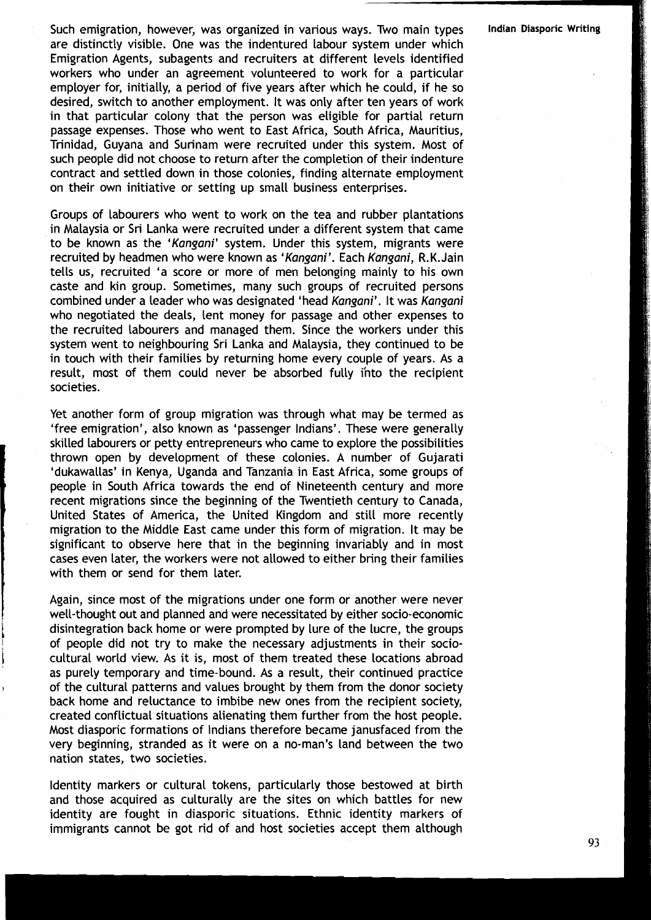Such emigration, however, was organized in various ways. Two main types are distinctly visible. One was the indentured labour system under which Emigration Agents, subagents and recruiters at different levels identified workers who under an agreement volunteered to work for a particular employer for, initially, a period of five years after which he could, if he so desired, switch to another employment. It was only after ten years of work in that particular colony that the person was eligible for partial return passage expenses. Those who went to East Africa, South Africa, Mauritius, Trinidad, Guyana and Surinam were recruited under this system. Most of such people did not choose to return after the completion of their indenture contract and settled down in those colonies, finding alternate employment on their own initiative or setting up small business enterprises.

Groups of labourers who went to work on the tea and rubber plantations in Malaysia or Sri Lanka were recruited under a different system that came to be known as the '*Kangani*' system. Under this system, migrants were recruited by headmen who were known as '*Kangani*'. Each *Kangani*, R.K.Jain tells us, recruited 'a score or more of men belonging mainly to his own caste and kin group. Sometimes, many such groups of recruited persons combined under a leader who was designated 'head *Kangani*'. It was *Kangani* who negotiated the deals, lent money for passage and other expenses to the recruited labourers and managed them. Since the workers under this system went to neighbouring Sri Lanka and Malaysia, they continued to be in touch with their families by returning home every couple of years. As a result, most of them could never be absorbed fully into the recipient societies.

Yet another form of group migration was through what may be termed as 'free emigration', also known as 'passenger Indians'. These were generally skilled labourers or petty entrepreneurs who came to explore the possibilities thrown open by development of these colonies. A number of Gujarati 'dukawallas' in Kenya, Uganda and Tanzania in East Africa, some groups of people in South Africa towards the end of Nineteenth century and more recent migrations since the beginning of the Twentieth century to Canada, United States of America, the United Kingdom and still more recently migration to the Middle East came under this form of migration. It may be significant to observe here that in the beginning invariably and in most cases even later, the workers were not allowed to either bring their families with them or send for them later.

Again, since most of the migrations under one form or another were never well-thought out and planned and were necessitated by either socio-economic disintegration back home or were prompted by lure of the lucre, the groups of people did not try to make the necessary adjustments in their socio-cultural world view. As it is, most of them treated these locations abroad as purely temporary and time-bound. As a result, their continued practice of the cultural patterns and values brought by them from the donor society back home and reluctance to imbibe new ones from the recipient society, created conflictual situations alienating them further from the host people. Most diasporic formations of Indians therefore became janusfaced from the very beginning, stranded as it were on a no-man's land between the two nation states, two societies.

Identity markers or cultural tokens, particularly those bestowed at birth and those acquired as culturally are the sites on which battles for new identity are fought in diasporic situations. Ethnic identity markers of immigrants cannot be got rid of and host societies accept them although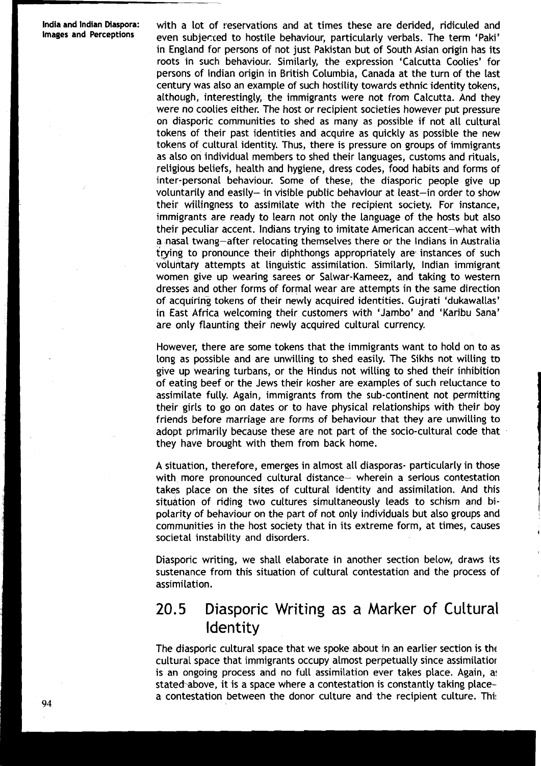with a lot of reservations and at times these are derided, ridiculed and even subjected to hostile behaviour, particularly verbals. The term 'Paki' in England for persons of not just Pakistan but of South Asian origin has its roots in such behaviour. Similarly, the expression 'Calcutta Coolies' for persons of Indian origin in British Columbia, Canada at the turn of the last century was also an example of such hostility towards ethnic identity tokens, although, interestingly, the immigrants were not from Calcutta. And they were no coolies either. The host or recipient societies however put pressure on diasporic communities to shed as many as possible if not all cultural tokens of their past identities and acquire as quickly as possible the new tokens of cultural identity. Thus, there is pressure on groups of immigrants as also on individual members to shed their languages, customs and rituals, religious beliefs, health and hygiene, dress codes, food habits and forms of inter-personal behaviour. Some of these, the diasporic people give up voluntarily and easily– in visible public behaviour at least–in order to show their willingness to assimilate with the recipient society. For instance, immigrants are ready to learn not only the language of the hosts but also their peculiar accent. Indians trying to imitate American accent–what with a nasal twang–after relocating themselves there or the Indians in Australia trying to pronounce their diphthongs appropriately are instances of such voluntary attempts at linguistic assimilation. Similarly, Indian immigrant women give up wearing sarees or Salwar-Kameez, and taking to western dresses and other forms of formal wear are attempts in the same direction of acquiring tokens of their newly acquired identities. Gujrati 'dukawallas' in East Africa welcoming their customers with 'Jambo' and 'Karibu Sana' are only flaunting their newly acquired cultural currency.

However, there are some tokens that the immigrants want to hold on to as long as possible and are unwilling to shed easily. The Sikhs not willing to give up wearing turbans, or the Hindus not willing to shed their inhibition of eating beef or the Jews their kosher are examples of such reluctance to assimilate fully. Again, immigrants from the sub-continent not permitting their girls to go on dates or to have physical relationships with their boy friends before marriage are forms of behaviour that they are unwilling to adopt primarily because these are not part of the socio-cultural code that they have brought with them from back home.

A situation, therefore, emerges in almost all diasporas- particularly in those with more pronounced cultural distance– wherein a serious contestation takes place on the sites of cultural identity and assimilation. And this situation of riding two cultures simultaneously leads to schism and bi-polarity of behaviour on the part of not only individuals but also groups and communities in the host society that in its extreme form, at times, causes societal instability and disorders.

Diasporic writing, we shall elaborate in another section below, draws its sustenance from this situation of cultural contestation and the process of assimilation.

## 20.5 Diasporic Writing as a Marker of Cultural Identity

The diasporic cultural space that we spoke about in an earlier section is the cultural space that immigrants occupy almost perpetually since assimilation is an ongoing process and no full assimilation ever takes place. Again, as stated above, it is a space where a contestation is constantly taking place– a contestation between the donor culture and the recipient culture. This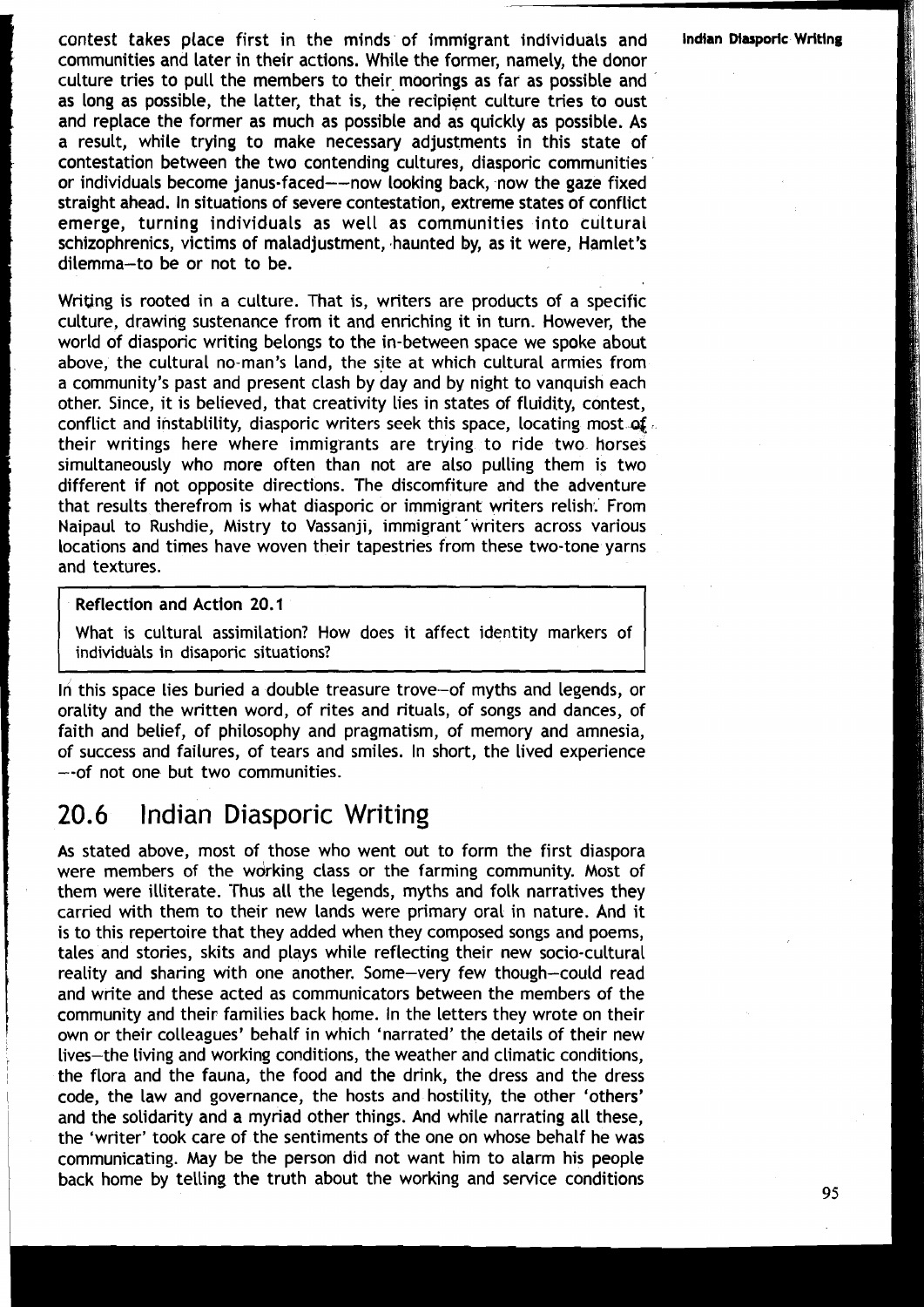contest takes place first in the minds of immigrant individuals and communities and later in their actions. While the former, namely, the donor culture tries to pull the members to their moorings as far as possible and as long as possible, the latter, that is, the recipient culture tries to oust and replace the former as much as possible and as quickly as possible. As a result, while trying to make necessary adjustments in this state of contestation between the two contending cultures, diasporic communities or individuals become janus-faced——now looking back, now the gaze fixed straight ahead. In situations of severe contestation, extreme states of conflict emerge, turning individuals as well as communities into cultural schizophrenics, victims of maladjustment, haunted by, as it were, Hamlet's dilemma—to be or not to be.

Writing is rooted in a culture. That is, writers are products of a specific culture, drawing sustenance from it and enriching it in turn. However, the world of diasporic writing belongs to the in-between space we spoke about above, the cultural no-man's land, the site at which cultural armies from a community's past and present clash by day and by night to vanquish each other. Since, it is believed, that creativity lies in states of fluidity, contest, conflict and instablity, diasporic writers seek this space, locating most of their writings here where immigrants are trying to ride two horses simultaneously who more often than not are also pulling them is two different if not opposite directions. The discomfiture and the adventure that results therefrom is what diasporic or immigrant writers relish. From Naipaul to Rushdie, Mistry to Vassanji, immigrant writers across various locations and times have woven their tapestries from these two-tone yarns and textures.

**Reflection and Action 20.1**

What is cultural assimilation? How does it affect identity markers of individuals in disaporic situations?

In this space lies buried a double treasure trove—of myths and legends, or orality and the written word, of rites and rituals, of songs and dances, of faith and belief, of philosophy and pragmatism, of memory and amnesia, of success and failures, of tears and smiles. In short, the lived experience —-of not one but two communities.

## 20.6 Indian Diasporic Writing

As stated above, most of those who went out to form the first diaspora were members of the working class or the farming community. Most of them were illiterate. Thus all the legends, myths and folk narratives they carried with them to their new lands were primary oral in nature. And it is to this repertoire that they added when they composed songs and poems, tales and stories, skits and plays while reflecting their new socio-cultural reality and sharing with one another. Some—very few though—could read and write and these acted as communicators between the members of the community and their families back home. In the letters they wrote on their own or their colleagues' behalf in which 'narrated' the details of their new lives—the living and working conditions, the weather and climatic conditions, the flora and the fauna, the food and the drink, the dress and the dress code, the law and governance, the hosts and hostility, the other 'others' and the solidarity and a myriad other things. And while narrating all these, the 'writer' took care of the sentiments of the one on whose behalf he was communicating. May be the person did not want him to alarm his people back home by telling the truth about the working and service conditions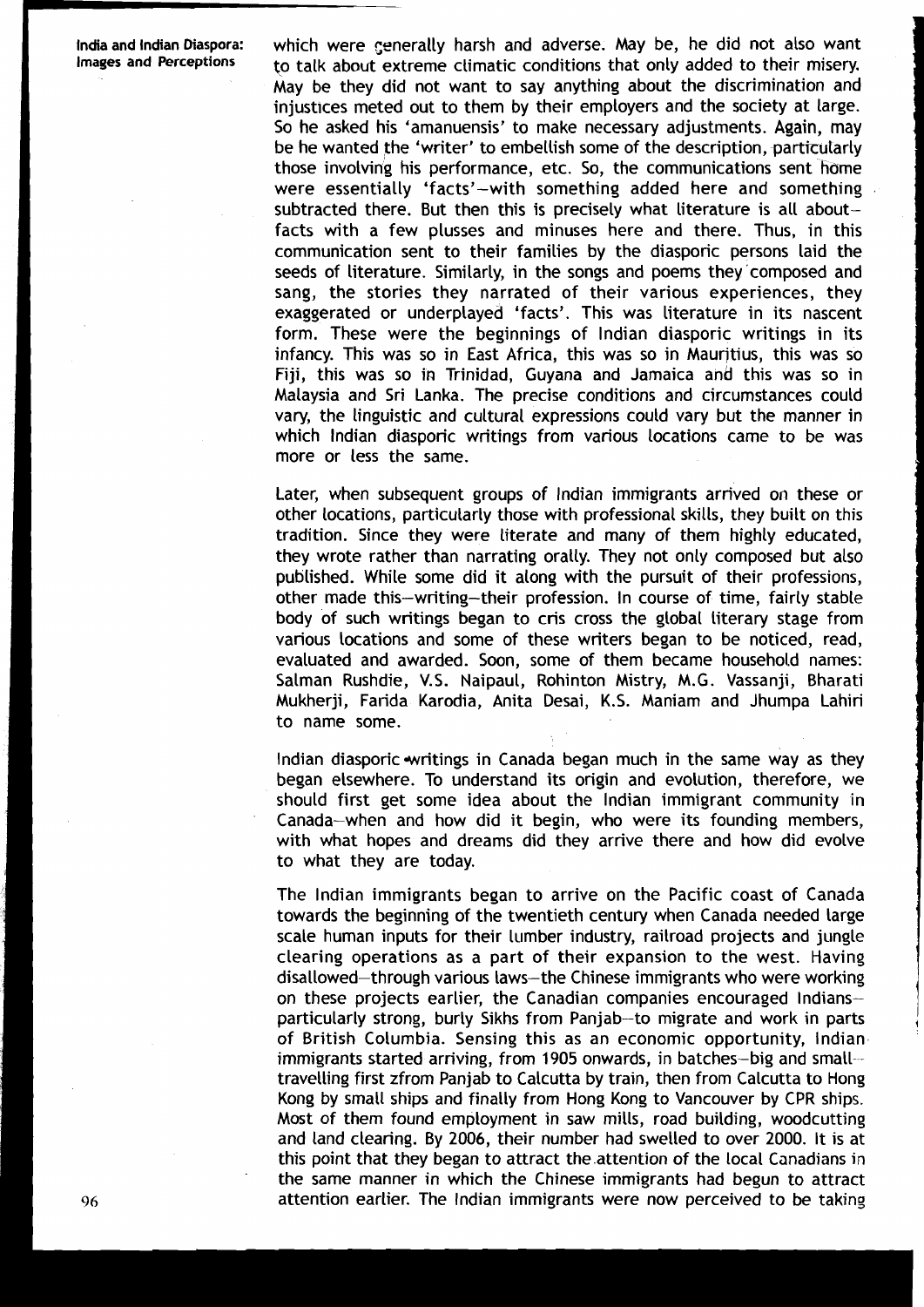which were generally harsh and adverse. May be, he did not also want to talk about extreme climatic conditions that only added to their misery. May be they did not want to say anything about the discrimination and injustices meted out to them by their employers and the society at large. So he asked his 'amanuensis' to make necessary adjustments. Again, may be he wanted the 'writer' to embellish some of the description, particularly those involving his performance, etc. So, the communications sent home were essentially 'facts'—with something added here and something subtracted there. But then this is precisely what literature is all about—facts with a few plusses and minuses here and there. Thus, in this communication sent to their families by the diasporic persons laid the seeds of literature. Similarly, in the songs and poems they composed and sang, the stories they narrated of their various experiences, they exaggerated or underplayed 'facts'. This was literature in its nascent form. These were the beginnings of Indian diasporic writings in its infancy. This was so in East Africa, this was so in Mauritius, this was so Fiji, this was so in Trinidad, Guyana and Jamaica and this was so in Malaysia and Sri Lanka. The precise conditions and circumstances could vary, the linguistic and cultural expressions could vary but the manner in which Indian diasporic writings from various locations came to be was more or less the same.

Later, when subsequent groups of Indian immigrants arrived on these or other locations, particularly those with professional skills, they built on this tradition. Since they were literate and many of them highly educated, they wrote rather than narrating orally. They not only composed but also published. While some did it along with the pursuit of their professions, other made this—writing—their profession. In course of time, fairly stable body of such writings began to cris cross the global literary stage from various locations and some of these writers began to be noticed, read, evaluated and awarded. Soon, some of them became household names: Salman Rushdie, V.S. Naipaul, Rohinton Mistry, M.G. Vassanji, Bharati Mukherji, Farida Karodia, Anita Desai, K.S. Maniam and Jhumpa Lahiri to name some.

Indian diasporic writings in Canada began much in the same way as they began elsewhere. To understand its origin and evolution, therefore, we should first get some idea about the Indian immigrant community in Canada—when and how did it begin, who were its founding members, with what hopes and dreams did they arrive there and how did evolve to what they are today.

The Indian immigrants began to arrive on the Pacific coast of Canada towards the beginning of the twentieth century when Canada needed large scale human inputs for their lumber industry, railroad projects and jungle clearing operations as a part of their expansion to the west. Having disallowed—through various laws—the Chinese immigrants who were working on these projects earlier, the Canadian companies encouraged Indians—particularly strong, burly Sikhs from Panjab—to migrate and work in parts of British Columbia. Sensing this as an economic opportunity, Indian immigrants started arriving, from 1905 onwards, in batches—big and small—travelling first zfrom Panjab to Calcutta by train, then from Calcutta to Hong Kong by small ships and finally from Hong Kong to Vancouver by CPR ships. Most of them found employment in saw mills, road building, woodcutting and land clearing. By 2006, their number had swelled to over 2000. It is at this point that they began to attract the attention of the local Canadians in the same manner in which the Chinese immigrants had begun to attract attention earlier. The Indian immigrants were now perceived to be taking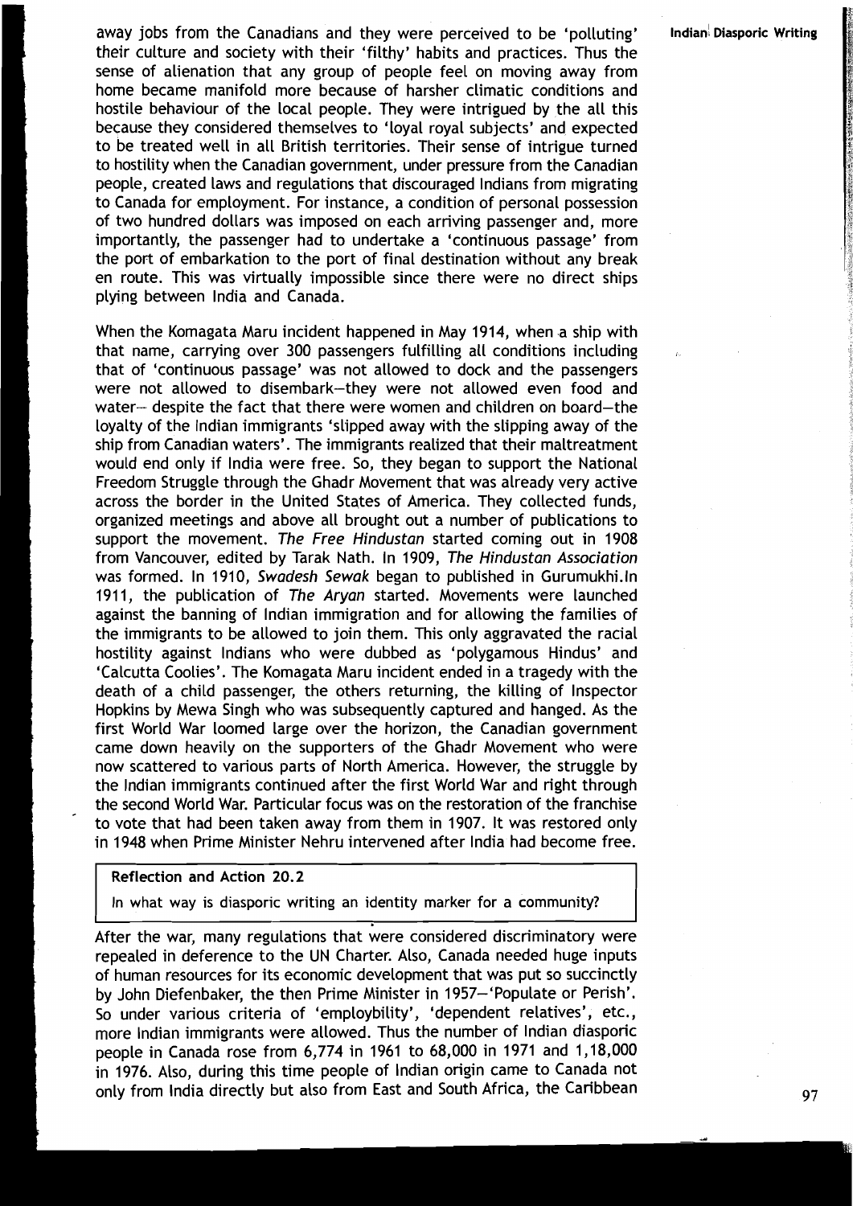away jobs from the Canadians and they were perceived to be 'polluting' their culture and society with their 'filthy' habits and practices. Thus the sense of alienation that any group of people feel on moving away from home became manifold more because of harsher climatic conditions and hostile behaviour of the local people. They were intrigued by the all this because they considered themselves to 'loyal royal subjects' and expected to be treated well in all British territories. Their sense of intrigue turned to hostility when the Canadian government, under pressure from the Canadian people, created laws and regulations that discouraged Indians from migrating to Canada for employment. For instance, a condition of personal possession of two hundred dollars was imposed on each arriving passenger and, more importantly, the passenger had to undertake a 'continuous passage' from the port of embarkation to the port of final destination without any break en route. This was virtually impossible since there were no direct ships plying between India and Canada.

When the Komagata Maru incident happened in May 1914, when a ship with that name, carrying over 300 passengers fulfilling all conditions including that of 'continuous passage' was not allowed to dock and the passengers were not allowed to disembark—they were not allowed even food and water— despite the fact that there were women and children on board—the loyalty of the Indian immigrants 'slipped away with the slipping away of the ship from Canadian waters'. The immigrants realized that their maltreatment would end only if India were free. So, they began to support the National Freedom Struggle through the Ghadr Movement that was already very active across the border in the United States of America. They collected funds, organized meetings and above all brought out a number of publications to support the movement. *The Free Hindustan* started coming out in 1908 from Vancouver, edited by Tarak Nath. In 1909, *The Hindustan Association* was formed. In 1910, *Swadesh Sewak* began to published in Gurumukhi.In 1911, the publication of *The Aryan* started. Movements were launched against the banning of Indian immigration and for allowing the families of the immigrants to be allowed to join them. This only aggravated the racial hostility against Indians who were dubbed as 'polygamous Hindus' and 'Calcutta Coolies'. The Komagata Maru incident ended in a tragedy with the death of a child passenger, the others returning, the killing of Inspector Hopkins by Mewa Singh who was subsequently captured and hanged. As the first World War loomed large over the horizon, the Canadian government came down heavily on the supporters of the Ghadr Movement who were now scattered to various parts of North America. However, the struggle by the Indian immigrants continued after the first World War and right through the second World War. Particular focus was on the restoration of the franchise to vote that had been taken away from them in 1907. It was restored only in 1948 when Prime Minister Nehru intervened after India had become free.

> **Reflection and Action 20.2**
>
> In what way is diasporic writing an identity marker for a community?

After the war, many regulations that were considered discriminatory were repealed in deference to the UN Charter. Also, Canada needed huge inputs of human resources for its economic development that was put so succinctly by John Diefenbaker, the then Prime Minister in 1957—'Populate or Perish'. So under various criteria of 'employbility', 'dependent relatives', etc., more Indian immigrants were allowed. Thus the number of Indian diasporic people in Canada rose from 6,774 in 1961 to 68,000 in 1971 and 1,18,000 in 1976. Also, during this time people of Indian origin came to Canada not only from India directly but also from East and South Africa, the Caribbean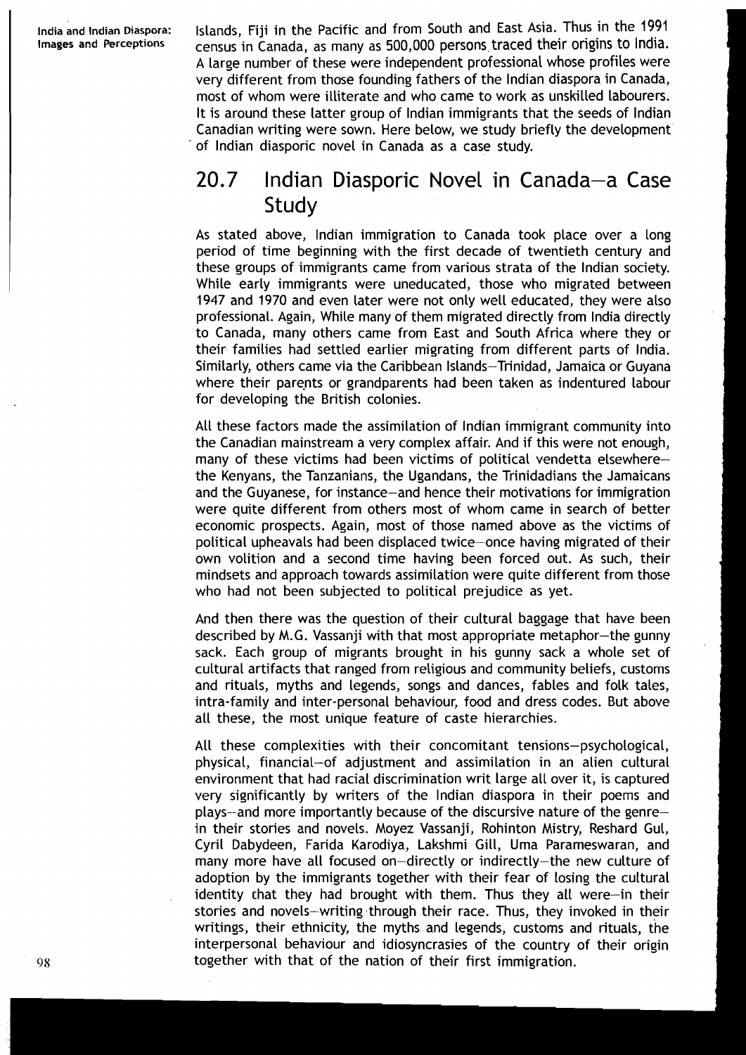Islands, Fiji in the Pacific and from South and East Asia. Thus in the 1991 census in Canada, as many as 500,000 persons traced their origins to India. A large number of these were independent professional whose profiles were very different from those founding fathers of the Indian diaspora in Canada, most of whom were illiterate and who came to work as unskilled labourers. It is around these latter group of Indian immigrants that the seeds of Indian Canadian writing were sown. Here below, we study briefly the development of Indian diasporic novel in Canada as a case study.

## 20.7 Indian Diasporic Novel in Canada—a Case Study

As stated above, Indian immigration to Canada took place over a long period of time beginning with the first decade of twentieth century and these groups of immigrants came from various strata of the Indian society. While early immigrants were uneducated, those who migrated between 1947 and 1970 and even later were not only well educated, they were also professional. Again, While many of them migrated directly from India directly to Canada, many others came from East and South Africa where they or their families had settled earlier migrating from different parts of India. Similarly, others came via the Caribbean Islands—Trinidad, Jamaica or Guyana where their parents or grandparents had been taken as indentured labour for developing the British colonies.

All these factors made the assimilation of Indian immigrant community into the Canadian mainstream a very complex affair. And if this were not enough, many of these victims had been victims of political vendetta elsewhere—the Kenyans, the Tanzanians, the Ugandans, the Trinidadians the Jamaicans and the Guyanese, for instance—and hence their motivations for immigration were quite different from others most of whom came in search of better economic prospects. Again, most of those named above as the victims of political upheavals had been displaced twice—once having migrated of their own volition and a second time having been forced out. As such, their mindsets and approach towards assimilation were quite different from those who had not been subjected to political prejudice as yet.

And then there was the question of their cultural baggage that have been described by M.G. Vassanji with that most appropriate metaphor—the gunny sack. Each group of migrants brought in his gunny sack a whole set of cultural artifacts that ranged from religious and community beliefs, customs and rituals, myths and legends, songs and dances, fables and folk tales, intra-family and inter-personal behaviour, food and dress codes. But above all these, the most unique feature of caste hierarchies.

All these complexities with their concomitant tensions—psychological, physical, financial—of adjustment and assimilation in an alien cultural environment that had racial discrimination writ large all over it, is captured very significantly by writers of the Indian diaspora in their poems and plays—and more importantly because of the discursive nature of the genre—in their stories and novels. Moyez Vassanji, Rohinton Mistry, Reshard Gul, Cyril Dabydeen, Farida Karodiya, Lakshmi Gill, Uma Parameswaran, and many more have all focused on—directly or indirectly—the new culture of adoption by the immigrants together with their fear of losing the cultural identity that they had brought with them. Thus they all were—in their stories and novels—writing through their race. Thus, they invoked in their writings, their ethnicity, the myths and legends, customs and rituals, the interpersonal behaviour and idiosyncrasies of the country of their origin together with that of the nation of their first immigration.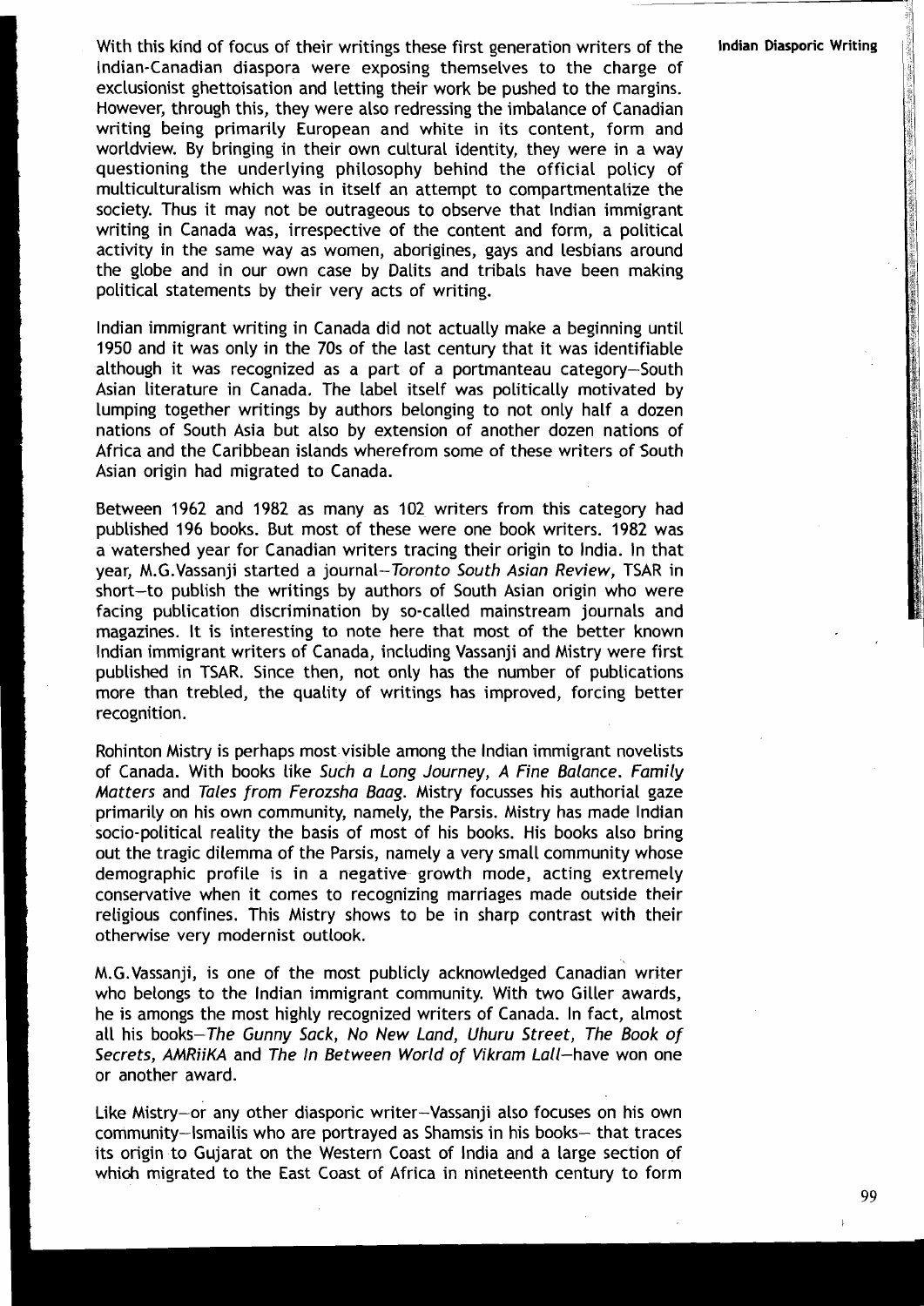With this kind of focus of their writings these first generation writers of the Indian-Canadian diaspora were exposing themselves to the charge of exclusionist ghettoisation and letting their work be pushed to the margins. However, through this, they were also redressing the imbalance of Canadian writing being primarily European and white in its content, form and worldview. By bringing in their own cultural identity, they were in a way questioning the underlying philosophy behind the official policy of multiculturalism which was in itself an attempt to compartmentalize the society. Thus it may not be outrageous to observe that Indian immigrant writing in Canada was, irrespective of the content and form, a political activity in the same way as women, aborigines, gays and lesbians around the globe and in our own case by Dalits and tribals have been making political statements by their very acts of writing.

Indian immigrant writing in Canada did not actually make a beginning until 1950 and it was only in the 70s of the last century that it was identifiable although it was recognized as a part of a portmanteau category—South Asian literature in Canada. The label itself was politically motivated by lumping together writings by authors belonging to not only half a dozen nations of South Asia but also by extension of another dozen nations of Africa and the Caribbean islands wherefrom some of these writers of South Asian origin had migrated to Canada.

Between 1962 and 1982 as many as 102 writers from this category had published 196 books. But most of these were one book writers. 1982 was a watershed year for Canadian writers tracing their origin to India. In that year, M.G.Vassanji started a journal—*Toronto South Asian Review*, TSAR in short—to publish the writings by authors of South Asian origin who were facing publication discrimination by so-called mainstream journals and magazines. It is interesting to note here that most of the better known Indian immigrant writers of Canada, including Vassanji and Mistry were first published in TSAR. Since then, not only has the number of publications more than trebled, the quality of writings has improved, forcing better recognition.

Rohinton Mistry is perhaps most visible among the Indian immigrant novelists of Canada. With books like *Such a Long Journey*, *A Fine Balance*. *Family Matters* and *Tales from Ferozsha Baag*. Mistry focusses his authorial gaze primarily on his own community, namely, the Parsis. Mistry has made Indian socio-political reality the basis of most of his books. His books also bring out the tragic dilemma of the Parsis, namely a very small community whose demographic profile is in a negative growth mode, acting extremely conservative when it comes to recognizing marriages made outside their religious confines. This Mistry shows to be in sharp contrast with their otherwise very modernist outlook.

M.G.Vassanji, is one of the most publicly acknowledged Canadian writer who belongs to the Indian immigrant community. With two Giller awards, he is amongs the most highly recognized writers of Canada. In fact, almost all his books—*The Gunny Sack*, *No New Land*, *Uhuru Street*, *The Book of Secrets*, *AMRiiKA* and *The In Between World of Vikram Lall*—have won one or another award.

Like Mistry—or any other diasporic writer—Vassanji also focuses on his own community—Ismailis who are portrayed as Shamsis in his books— that traces its origin to Gujarat on the Western Coast of India and a large section of which migrated to the East Coast of Africa in nineteenth century to form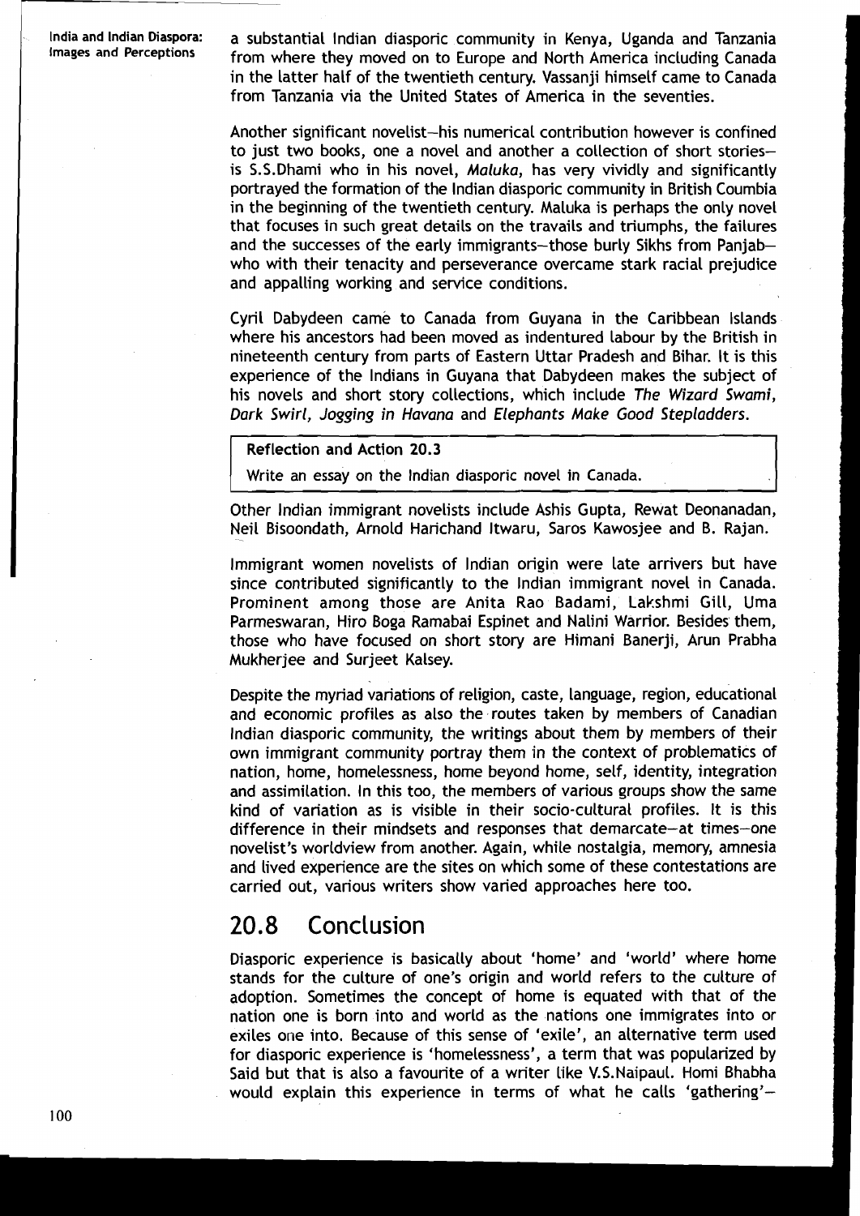a substantial Indian diasporic community in Kenya, Uganda and Tanzania from where they moved on to Europe and North America including Canada in the latter half of the twentieth century. Vassanji himself came to Canada from Tanzania via the United States of America in the seventies.

Another significant novelist—his numerical contribution however is confined to just two books, one a novel and another a collection of short stories—is S.S.Dhami who in his novel, *Maluka*, has very vividly and significantly portrayed the formation of the Indian diasporic community in British Coumbia in the beginning of the twentieth century. Maluka is perhaps the only novel that focuses in such great details on the travails and triumphs, the failures and the successes of the early immigrants—those burly Sikhs from Panjab—who with their tenacity and perseverance overcame stark racial prejudice and appalling working and service conditions.

Cyril Dabydeen came to Canada from Guyana in the Caribbean Islands where his ancestors had been moved as indentured labour by the British in nineteenth century from parts of Eastern Uttar Pradesh and Bihar. It is this experience of the Indians in Guyana that Dabydeen makes the subject of his novels and short story collections, which include *The Wizard Swami*, *Dark Swirl*, *Jogging in Havana* and *Elephants Make Good Stepladders*.

**Reflection and Action 20.3**

Write an essay on the Indian diasporic novel in Canada.

Other Indian immigrant novelists include Ashis Gupta, Rewat Deonanadan, Neil Bisoondath, Arnold Harichand Itwaru, Saros Kawosjee and B. Rajan.

Immigrant women novelists of Indian origin were late arrivers but have since contributed significantly to the Indian immigrant novel in Canada. Prominent among those are Anita Rao Badami, Lakshmi Gill, Uma Parmeswaran, Hiro Boga Ramabai Espinet and Nalini Warrior. Besides them, those who have focused on short story are Himani Banerji, Arun Prabha Mukherjee and Surjeet Kalsey.

Despite the myriad variations of religion, caste, language, region, educational and economic profiles as also the routes taken by members of Canadian Indian diasporic community, the writings about them by members of their own immigrant community portray them in the context of problematics of nation, home, homelessness, home beyond home, self, identity, integration and assimilation. In this too, the members of various groups show the same kind of variation as is visible in their socio-cultural profiles. It is this difference in their mindsets and responses that demarcate—at times—one novelist's worldview from another. Again, while nostalgia, memory, amnesia and lived experience are the sites on which some of these contestations are carried out, various writers show varied approaches here too.

## 20.8 Conclusion

Diasporic experience is basically about 'home' and 'world' where home stands for the culture of one's origin and world refers to the culture of adoption. Sometimes the concept of home is equated with that of the nation one is born into and world as the nations one immigrates into or exiles one into. Because of this sense of 'exile', an alternative term used for diasporic experience is 'homelessness', a term that was popularized by Said but that is also a favourite of a writer like V.S.Naipaul. Homi Bhabha would explain this experience in terms of what he calls 'gathering'—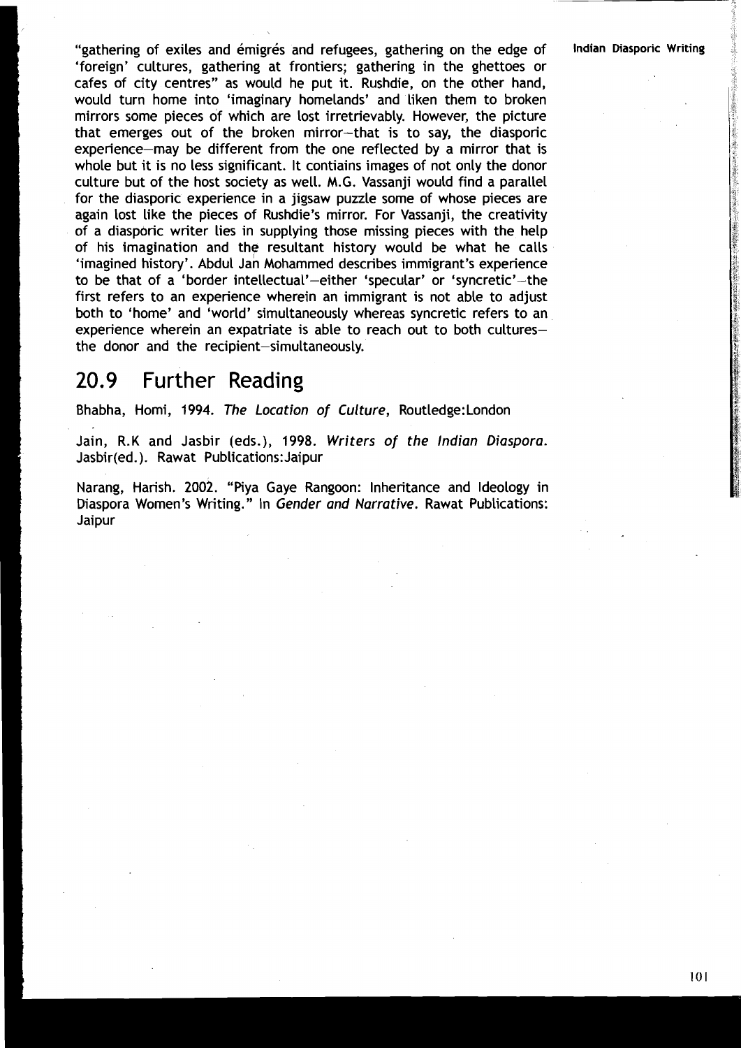"gathering of exiles and émigrés and refugees, gathering on the edge of 'foreign' cultures, gathering at frontiers; gathering in the ghettoes or cafes of city centres" as would he put it. Rushdie, on the other hand, would turn home into 'imaginary homelands' and liken them to broken mirrors some pieces of which are lost irretrievably. However, the picture that emerges out of the broken mirror—that is to say, the diasporic experience—may be different from the one reflected by a mirror that is whole but it is no less significant. It contiains images of not only the donor culture but of the host society as well. M.G. Vassanji would find a parallel for the diasporic experience in a jigsaw puzzle some of whose pieces are again lost like the pieces of Rushdie's mirror. For Vassanji, the creativity of a diasporic writer lies in supplying those missing pieces with the help of his imagination and the resultant history would be what he calls 'imagined history'. Abdul Jan Mohammed describes immigrant's experience to be that of a 'border intellectual'—either 'specular' or 'syncretic'—the first refers to an experience wherein an immigrant is not able to adjust both to 'home' and 'world' simultaneously whereas syncretic refers to an experience wherein an expatriate is able to reach out to both cultures—the donor and the recipient—simultaneously.

## 20.9 Further Reading

Bhabha, Homi, 1994. *The Location of Culture*, Routledge:London

Jain, R.K and Jasbir (eds.), 1998. *Writers of the Indian Diaspora*. Jasbir(ed.). Rawat Publications:Jaipur

Narang, Harish. 2002. "Piya Gaye Rangoon: Inheritance and Ideology in Diaspora Women's Writing." In *Gender and Narrative*. Rawat Publications: Jaipur